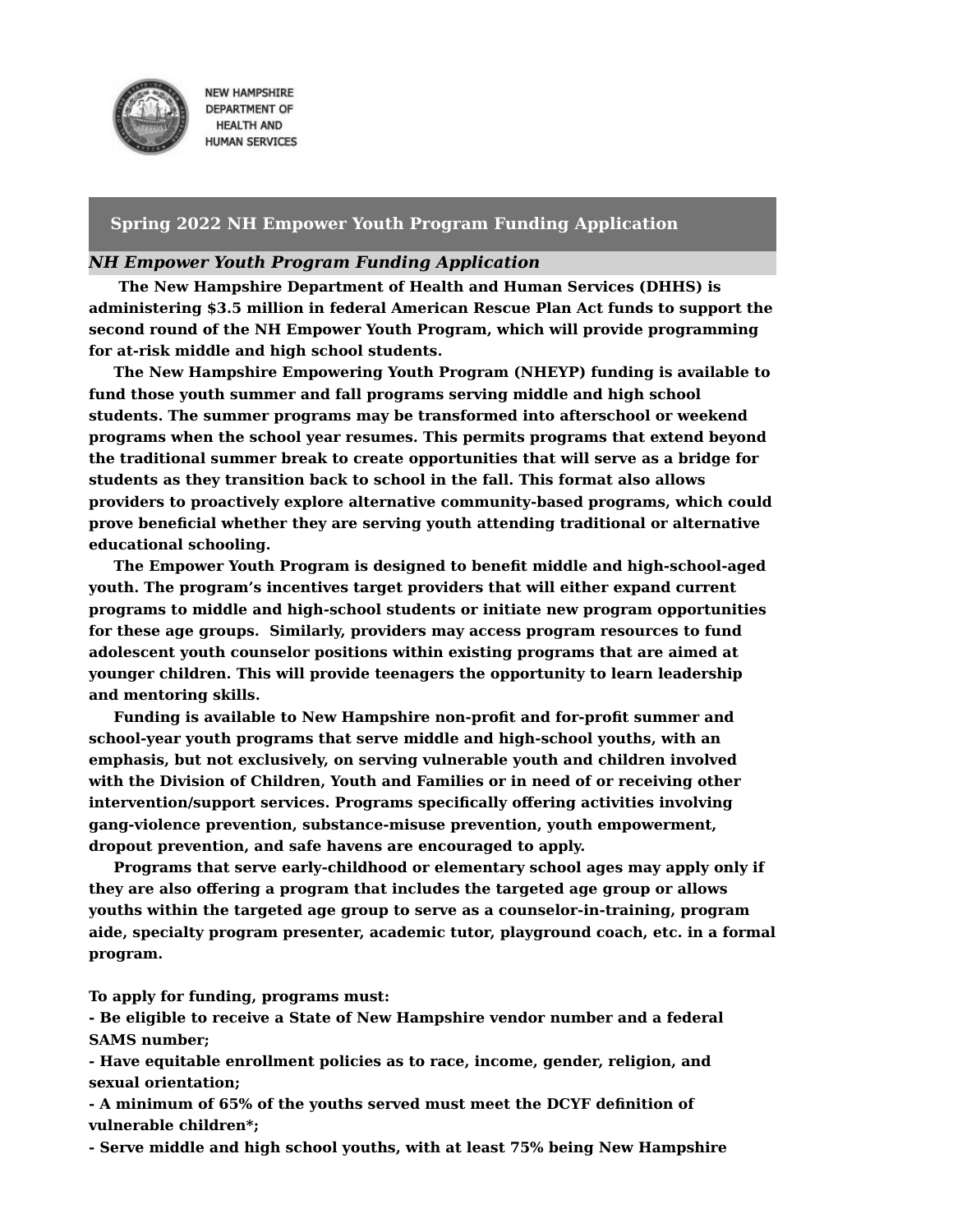NEW HAMPSHIRE DEPARTMENT OF HEALTH AND HUMAN SERVICES

# Spring 2022 NH Empower Youth Program Funding Application

## *NH Empower Youth Program Funding Application*

**The New Hampshire Department of Health and Human Services (DHHS) is administering $3.5 million in federal American Rescue Plan Act funds to support the second round of the NH Empower Youth Program, which will provide programming for at-risk middle and high school students.**

**The New Hampshire Empowering Youth Program (NHEYP) funding is available to fund those youth summer and fall programs serving middle and high school students. The summer programs may be transformed into afterschool or weekend programs when the school year resumes. This permits programs that extend beyond the traditional summer break to create opportunities that will serve as a bridge for students as they transition back to school in the fall. This format also allows providers to proactively explore alternative community-based programs, which could prove beneficial whether they are serving youth attending traditional or alternative educational schooling.**

**The Empower Youth Program is designed to benefit middle and high-school-aged youth. The program's incentives target providers that will either expand current programs to middle and high-school students or initiate new program opportunities for these age groups. Similarly, providers may access program resources to fund adolescent youth counselor positions within existing programs that are aimed at younger children. This will provide teenagers the opportunity to learn leadership and mentoring skills.**

**Funding is available to New Hampshire non-profit and for-profit summer and school-year youth programs that serve middle and high-school youths, with an emphasis, but not exclusively, on serving vulnerable youth and children involved with the Division of Children, Youth and Families or in need of or receiving other intervention/support services. Programs specifically offering activities involving gang-violence prevention, substance-misuse prevention, youth empowerment, dropout prevention, and safe havens are encouraged to apply.**

**Programs that serve early-childhood or elementary school ages may apply only if they are also offering a program that includes the targeted age group or allows youths within the targeted age group to serve as a counselor-in-training, program aide, specialty program presenter, academic tutor, playground coach, etc. in a formal program.**

**To apply for funding, programs must:**

- **Be eligible to receive a State of New Hampshire vendor number and a federal SAMS number;**
- **Have equitable enrollment policies as to race, income, gender, religion, and sexual orientation;**
- **A minimum of 65% of the youths served must meet the DCYF definition of vulnerable children*;**
- **Serve middle and high school youths, with at least 75% being New Hampshire**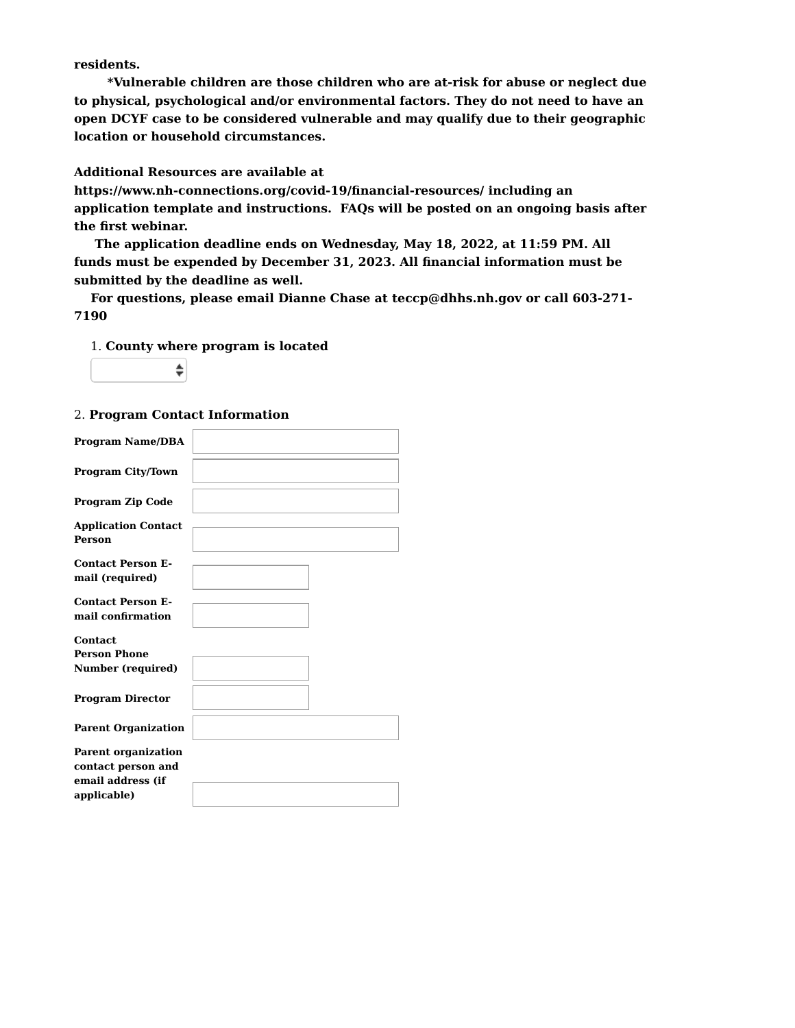**residents.**

**\*Vulnerable children are those children who are at-risk for abuse or neglect due to physical, psychological and/or environmental factors. They do not need to have an open DCYF case to be considered vulnerable and may qualify due to their geographic location or household circumstances.**

**Additional Resources are available at https://www.nh-connections.org/covid-19/financial-resources/ including an application template and instructions. FAQs will be posted on an ongoing basis after the first webinar.**

**The application deadline ends on Wednesday, May 18, 2022, at 11:59 PM. All funds must be expended by December 31, 2023. All financial information must be submitted by the deadline as well.**

**For questions, please email Dianne Chase at teccp@dhhs.nh.gov or call 603-271-7190**

1. **County where program is located**

2. **Program Contact Information**

| | |
|---|---|
| **Program Name/DBA** | |
| **Program City/Town** | |
| **Program Zip Code** | |
| **Application Contact Person** | |
| **Contact Person E-mail (required)** | |
| **Contact Person E-mail confirmation** | |
| **Contact Person Phone Number (required)** | |
| **Program Director** | |
| **Parent Organization** | |
| **Parent organization contact person and email address (if applicable)** | |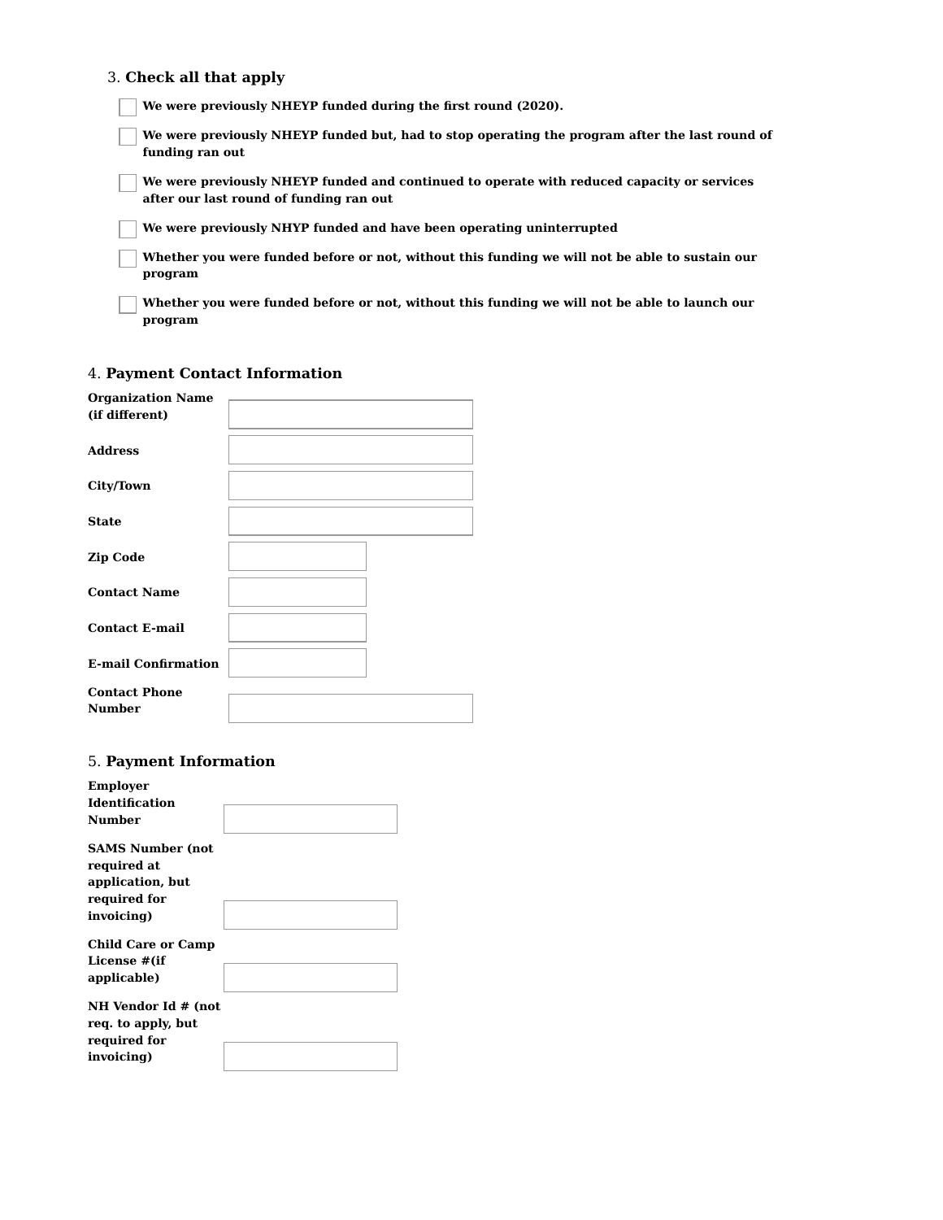3. **Check all that apply**

- [ ] **We were previously NHEYP funded during the first round (2020).**
- [ ] **We were previously NHEYP funded but, had to stop operating the program after the last round of funding ran out**
- [ ] **We were previously NHEYP funded and continued to operate with reduced capacity or services after our last round of funding ran out**
- [ ] **We were previously NHYP funded and have been operating uninterrupted**
- [ ] **Whether you were funded before or not, without this funding we will not be able to sustain our program**
- [ ] **Whether you were funded before or not, without this funding we will not be able to launch our program**

4. **Payment Contact Information**

| | |
|---|---|
| **Organization Name (if different)** | |
| **Address** | |
| **City/Town** | |
| **State** | |
| **Zip Code** | |
| **Contact Name** | |
| **Contact E-mail** | |
| **E-mail Confirmation** | |
| **Contact Phone Number** | |

5. **Payment Information**

| | |
|---|---|
| **Employer Identification Number** | |
| **SAMS Number (not required at application, but required for invoicing)** | |
| **Child Care or Camp License #(if applicable)** | |
| **NH Vendor Id # (not req. to apply, but required for invoicing)** | |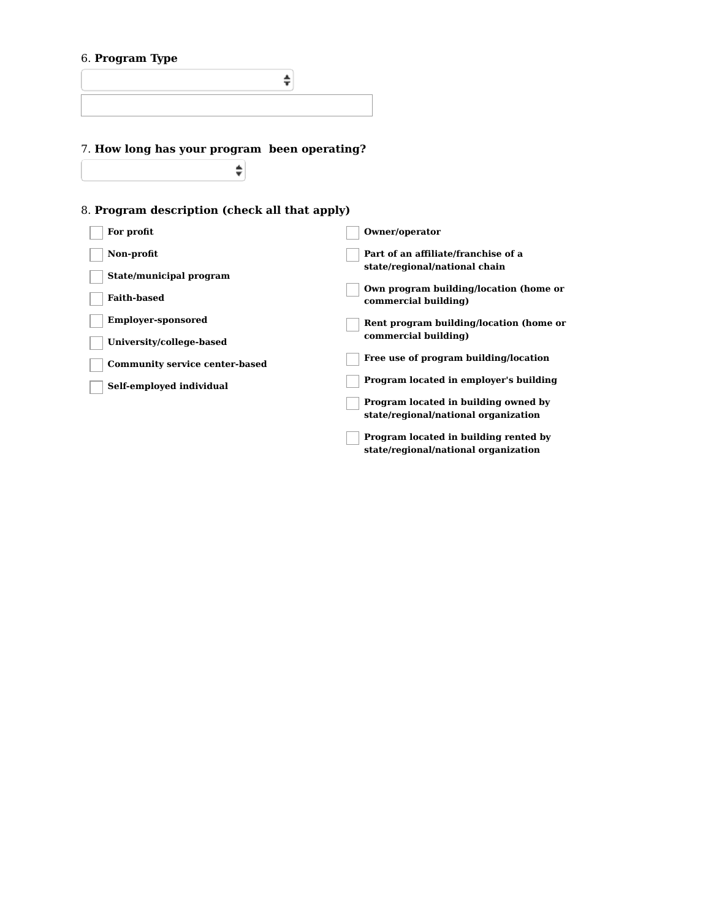6. **Program Type**

7. **How long has your program been operating?**

8. **Program description (check all that apply)**

- [ ] **For profit**
- [ ] **Non-profit**
- [ ] **State/municipal program**
- [ ] **Faith-based**
- [ ] **Employer-sponsored**
- [ ] **University/college-based**
- [ ] **Community service center-based**
- [ ] **Self-employed individual**
- [ ] **Owner/operator**
- [ ] **Part of an affiliate/franchise of a state/regional/national chain**
- [ ] **Own program building/location (home or commercial building)**
- [ ] **Rent program building/location (home or commercial building)**
- [ ] **Free use of program building/location**
- [ ] **Program located in employer's building**
- [ ] **Program located in building owned by state/regional/national organization**
- [ ] **Program located in building rented by state/regional/national organization**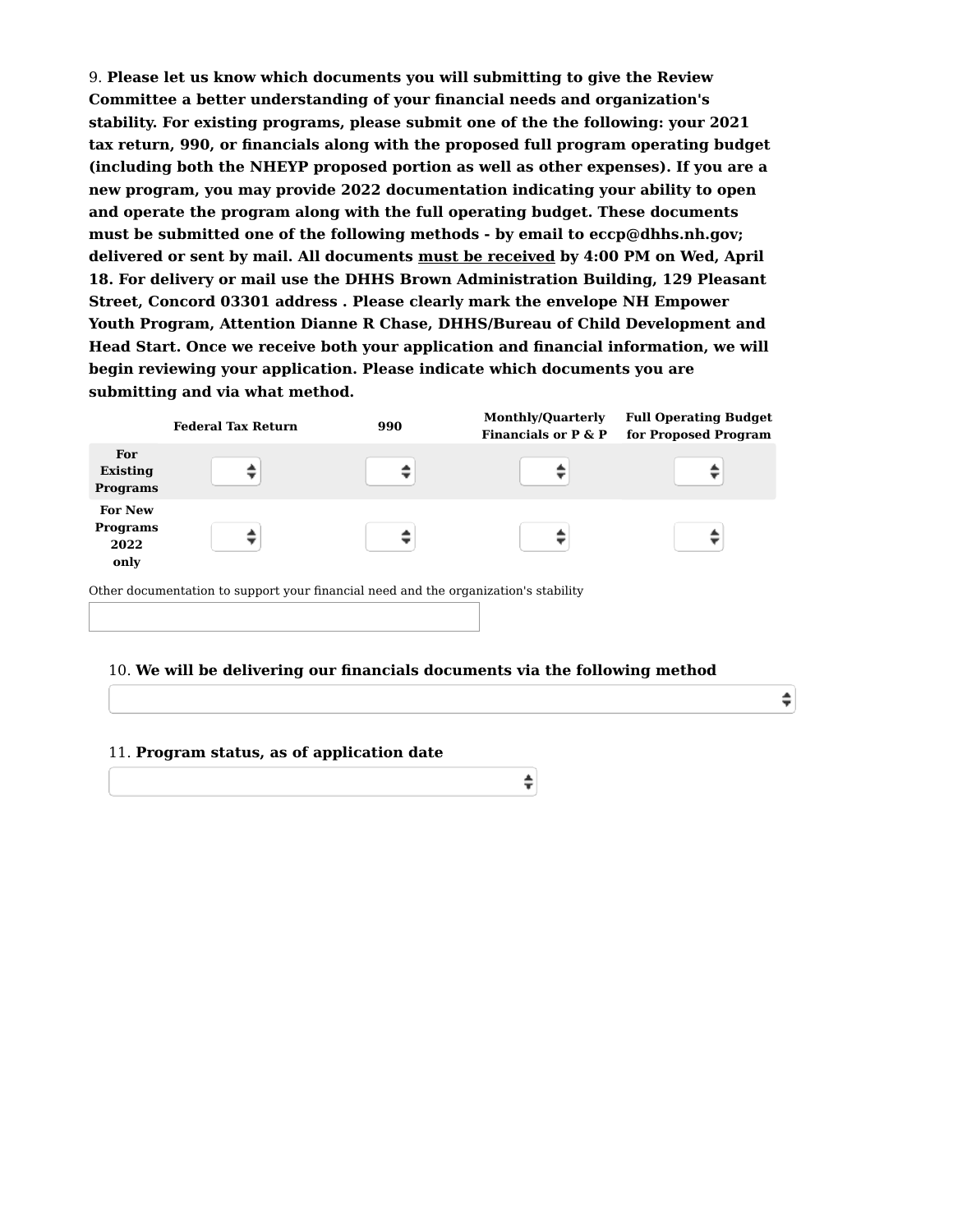9. **Please let us know which documents you will submitting to give the Review Committee a better understanding of your financial needs and organization's stability. For existing programs, please submit one of the the following: your 2021 tax return, 990, or financials along with the proposed full program operating budget (including both the NHEYP proposed portion as well as other expenses). If you are a new program, you may provide 2022 documentation indicating your ability to open and operate the program along with the full operating budget. These documents must be submitted one of the following methods - by email to eccp@dhhs.nh.gov; delivered or sent by mail. All documents <u>must be received</u> by 4:00 PM on Wed, April 18. For delivery or mail use the DHHS Brown Administration Building, 129 Pleasant Street, Concord 03301 address . Please clearly mark the envelope NH Empower Youth Program, Attention Dianne R Chase, DHHS/Bureau of Child Development and Head Start. Once we receive both your application and financial information, we will begin reviewing your application. Please indicate which documents you are submitting and via what method.**

| | Federal Tax Return | 990 | Monthly/Quarterly Financials or P & P | Full Operating Budget for Proposed Program |
|---|---|---|---|---|
| **For Existing Programs** | | | | |
| **For New Programs 2022 only** | | | | |

Other documentation to support your financial need and the organization's stability

10. **We will be delivering our financials documents via the following method**

11. **Program status, as of application date**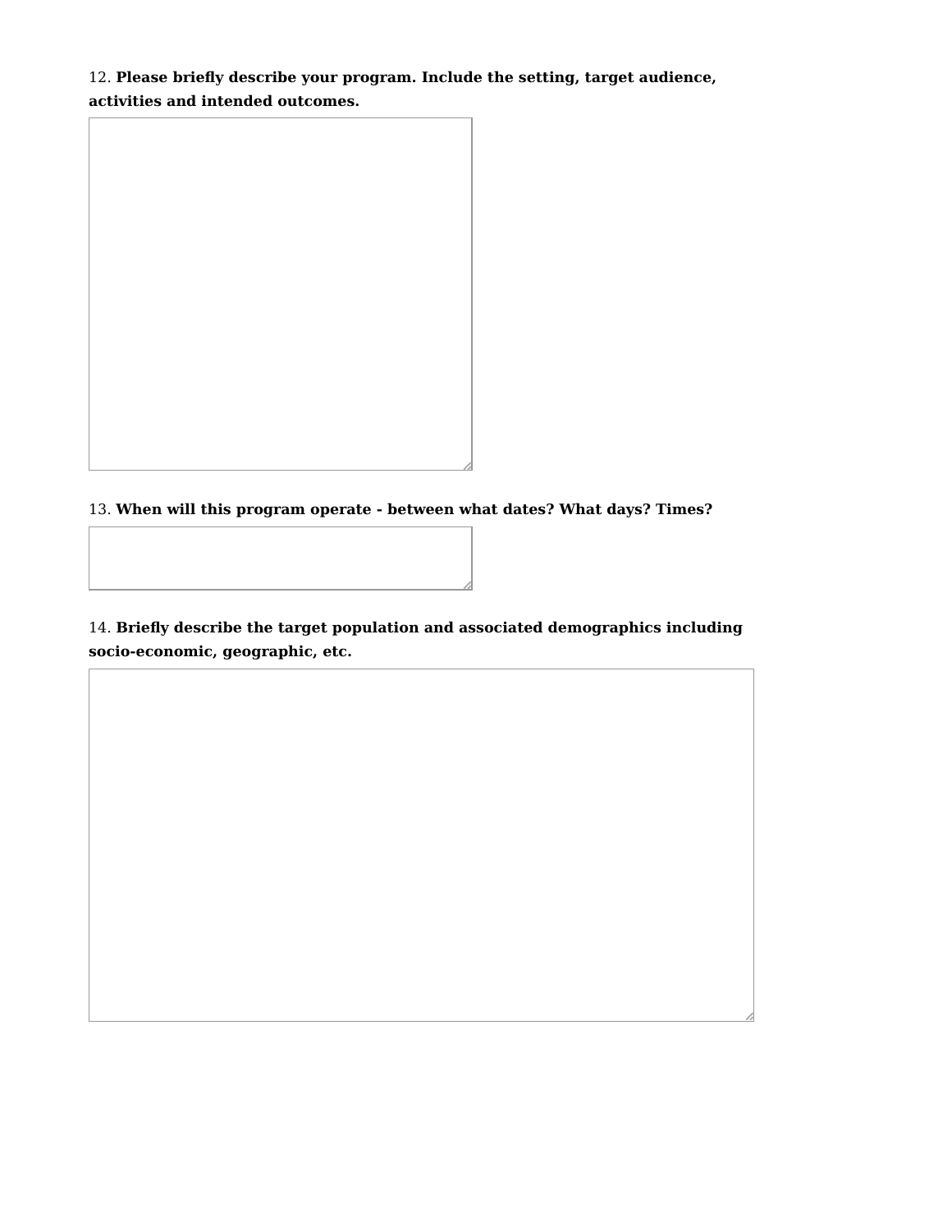12. **Please briefly describe your program. Include the setting, target audience, activities and intended outcomes.**

13. **When will this program operate - between what dates? What days? Times?**

14. **Briefly describe the target population and associated demographics including socio-economic, geographic, etc.**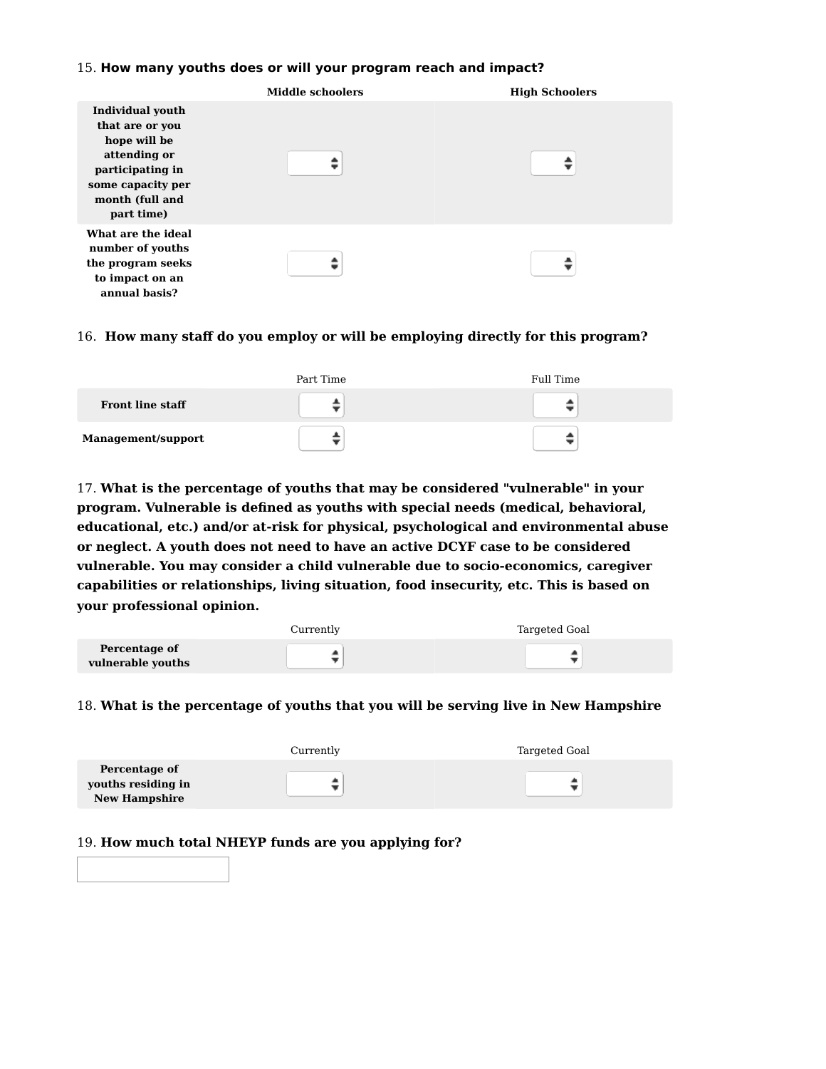15. **How many youths does or will your program reach and impact?**

| | Middle schoolers | High Schoolers |
|---|---|---|
| **Individual youth that are or you hope will be attending or participating in some capacity per month (full and part time)** | | |
| **What are the ideal number of youths the program seeks to impact on an annual basis?** | | |

16. **How many staff do you employ or will be employing directly for this program?**

| | Part Time | Full Time |
|---|---|---|
| **Front line staff** | | |
| **Management/support** | | |

17. **What is the percentage of youths that may be considered "vulnerable" in your program. Vulnerable is defined as youths with special needs (medical, behavioral, educational, etc.) and/or at-risk for physical, psychological and environmental abuse or neglect. A youth does not need to have an active DCYF case to be considered vulnerable. You may consider a child vulnerable due to socio-economics, caregiver capabilities or relationships, living situation, food insecurity, etc. This is based on your professional opinion.**

| | Currently | Targeted Goal |
|---|---|---|
| **Percentage of vulnerable youths** | | |

18. **What is the percentage of youths that you will be serving live in New Hampshire**

| | Currently | Targeted Goal |
|---|---|---|
| **Percentage of youths residing in New Hampshire** | | |

19. **How much total NHEYP funds are you applying for?**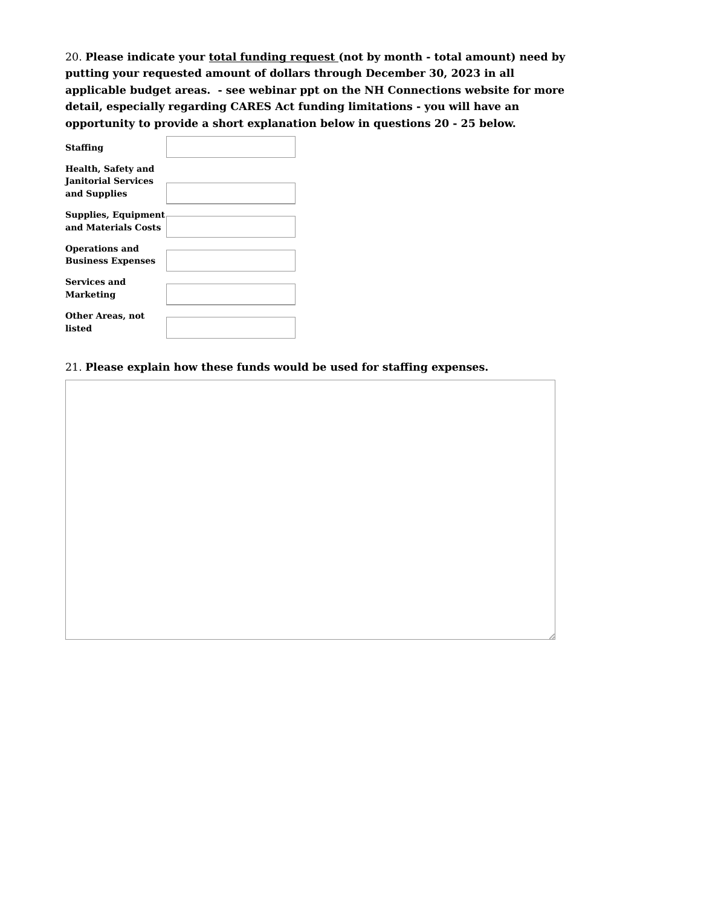20. **Please indicate your <u>total funding request</u> (not by month - total amount) need by putting your requested amount of dollars through December 30, 2023 in all applicable budget areas.  - see webinar ppt on the NH Connections website for more detail, especially regarding CARES Act funding limitations - you will have an opportunity to provide a short explanation below in questions 20 - 25 below.**

| Budget Area | Amount |
| --- | --- |
| **Staffing** | |
| **Health, Safety and Janitorial Services and Supplies** | |
| **Supplies, Equipment and Materials Costs** | |
| **Operations and Business Expenses** | |
| **Services and Marketing** | |
| **Other Areas, not listed** | |

21. **Please explain how these funds would be used for staffing expenses.**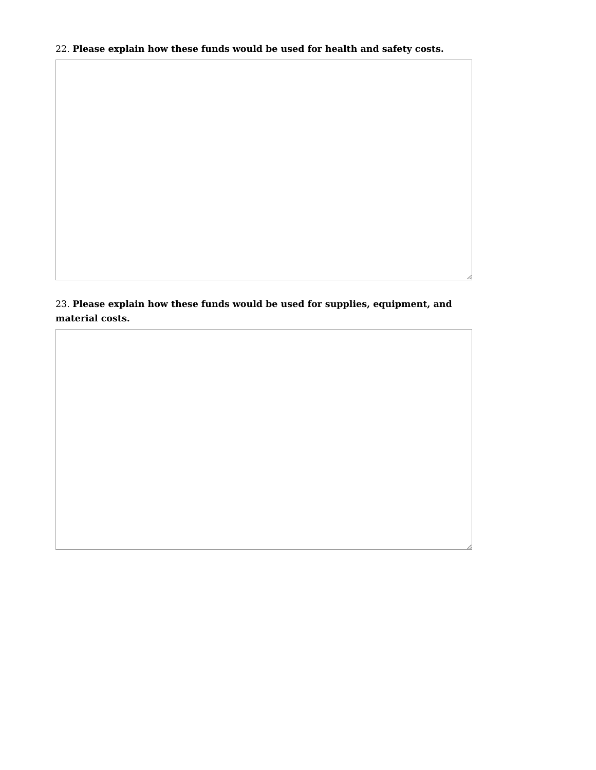22. **Please explain how these funds would be used for health and safety costs.**

23. **Please explain how these funds would be used for supplies, equipment, and material costs.**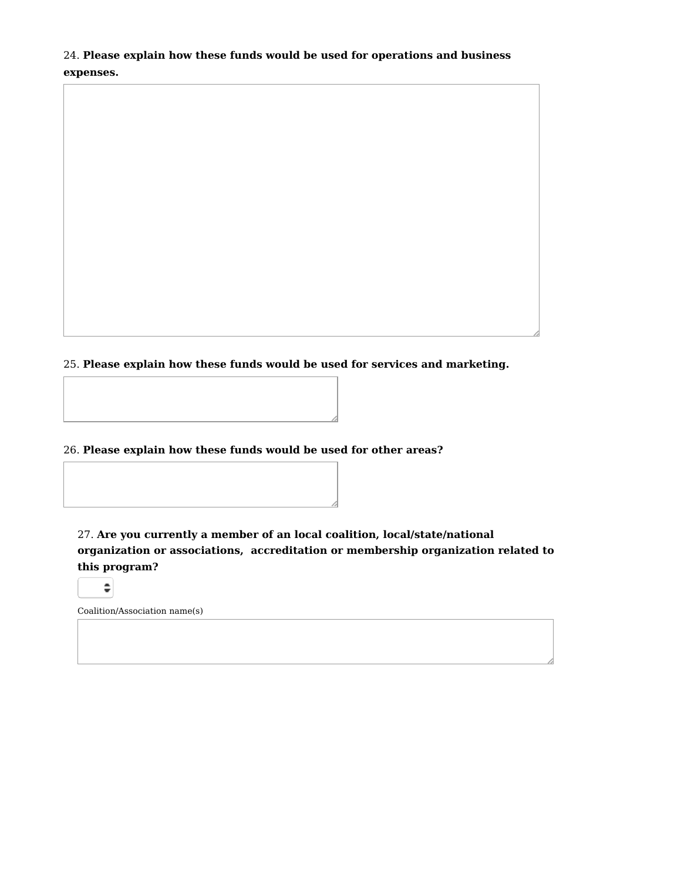24. **Please explain how these funds would be used for operations and business expenses.**

25. **Please explain how these funds would be used for services and marketing.**

26. **Please explain how these funds would be used for other areas?**

27. **Are you currently a member of an local coalition, local/state/national organization or associations, accreditation or membership organization related to this program?**

Coalition/Association name(s)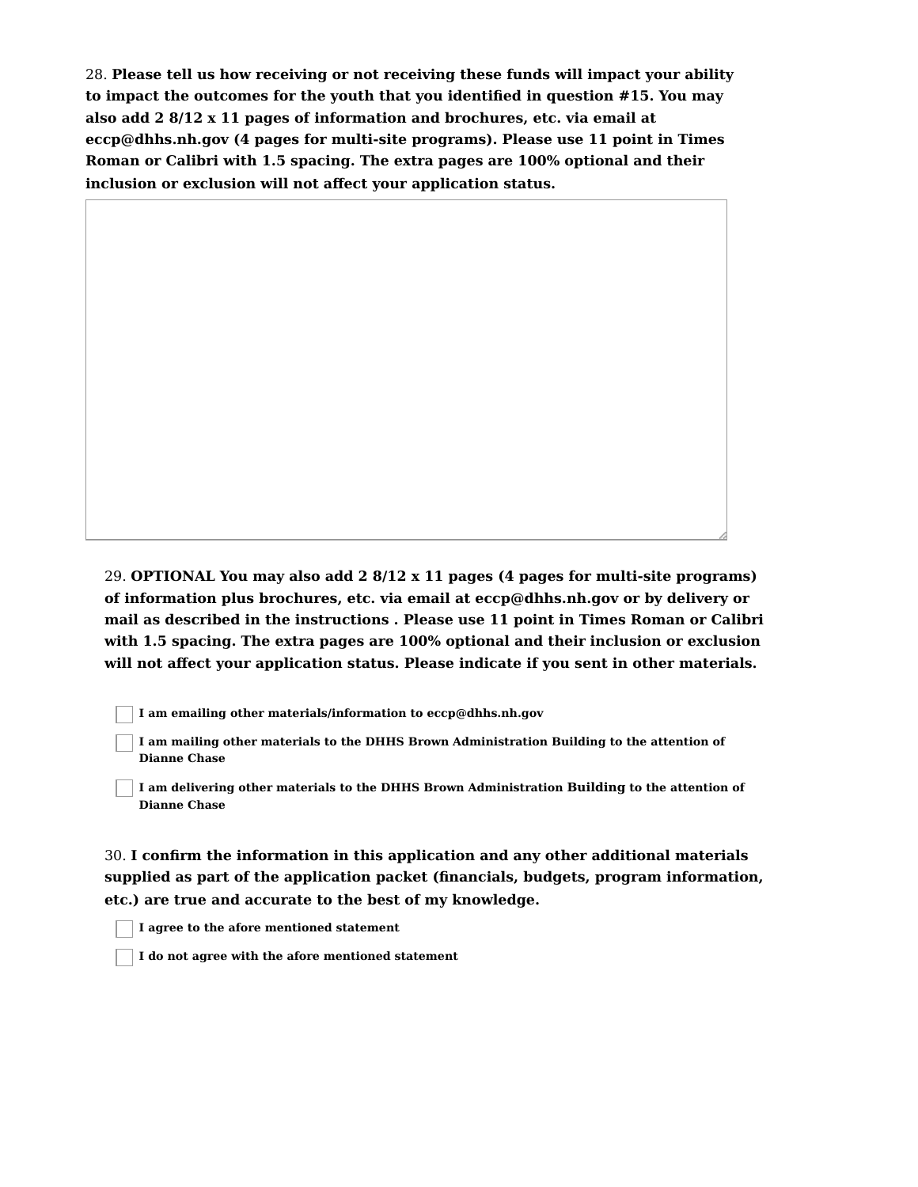28. **Please tell us how receiving or not receiving these funds will impact your ability to impact the outcomes for the youth that you identified in question #15. You may also add 2 8/12 x 11 pages of information and brochures, etc. via email at eccp@dhhs.nh.gov (4 pages for multi-site programs). Please use 11 point in Times Roman or Calibri with 1.5 spacing. The extra pages are 100% optional and their inclusion or exclusion will not affect your application status.**

29. **OPTIONAL You may also add 2 8/12 x 11 pages (4 pages for multi-site programs) of information plus brochures, etc. via email at eccp@dhhs.nh.gov or by delivery or mail as described in the instructions . Please use 11 point in Times Roman or Calibri with 1.5 spacing. The extra pages are 100% optional and their inclusion or exclusion will not affect your application status. Please indicate if you sent in other materials.**

- [ ] **I am emailing other materials/information to eccp@dhhs.nh.gov**
- [ ] **I am mailing other materials to the DHHS Brown Administration Building to the attention of Dianne Chase**
- [ ] **I am delivering other materials to the DHHS Brown Administration Building to the attention of Dianne Chase**

30. **I confirm the information in this application and any other additional materials supplied as part of the application packet (financials, budgets, program information, etc.) are true and accurate to the best of my knowledge.**

- [ ] **I agree to the afore mentioned statement**
- [ ] **I do not agree with the afore mentioned statement**